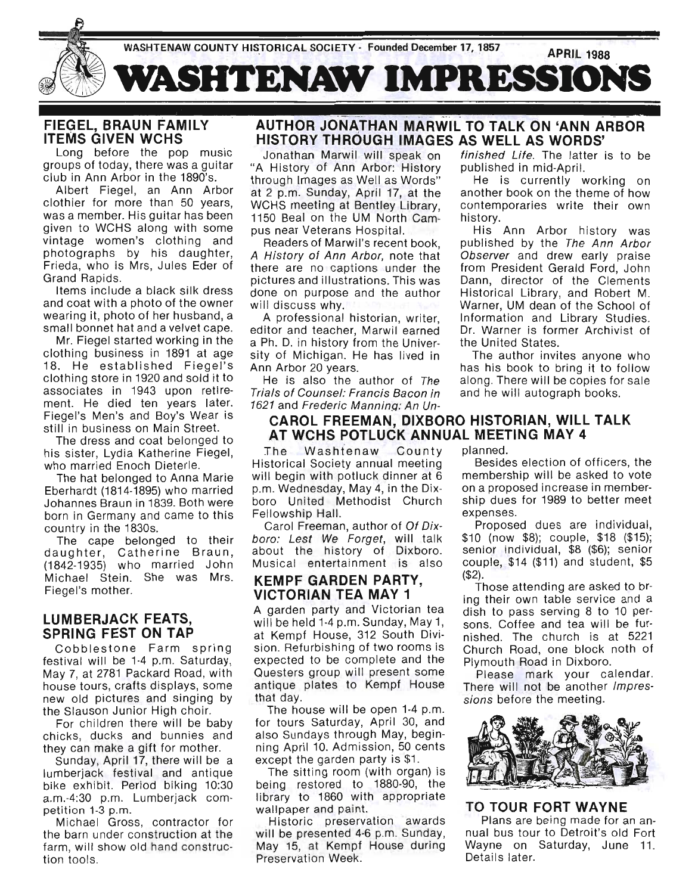WASHTENAW COUNTY HISTORICAL SOCIETY - Founded December 17, 1857 APRIL 1988

# WASHTENAW IMPRESSIONS

## FIEGEL, BRAUN FAMILY ITEMS GIVEN WCHS

Long before the pop music groups of today, there was a guitar club in Ann Arbor in the 1890's.

Albert Fiegel, an Ann Arbor clothier for more than 50 years, was a member. His guitar has been given to WCHS along with some vintage women's clothing and photographs by his daughter, Frieda, who is Mrs, Jules Eder of Grand Rapids.

Items include a black silk dress and coat with a photo of the owner wearing it, photo of her husband, a small bonnet hat and a velvet cape.

Mr. Fiegel started working in the clothing business in 1891 at age 18. He established Fiegel's clothing store in 1920 and sold it to associates in 1943 upon retirement. He died ten years later. Fiegel's Men's and Boy's Wear is still in business on Main Street.

The dress and coat belonged to his sister, Lydia Katherine Fiegel, who married Enoch Dieterle.

The hat belonged to Anna Marie Eberhardt (1814-1895) who married Johannes Braun in 1839. Both were born in Germany and came to this country in the 1830s.

The cape belonged to their daughter, Catherine Braun, (1842-1935) who married John Michael Stein. She was Mrs. Fiegel's mother.

## LUMBERJACK FEATS, SPRING FEST ON TAP

Cobblestone Farm spring festival will be 1-4 p.m. Saturday, May 7, at 2781 Packard Road, with house tours, crafts displays, some new old pictures and singing by the Slauson Junior High choir.

For children there will be baby chicks, ducks and bunnies and they can make a gift for mother.

Sunday, April 17, there will be a lumberjack festival and antique bike exhibit. Period biking 10:30 a.m.-4:30 p.m. Lumberjack competition 1-3 p.m.

Michael Gross, contractor for the barn under construction at the farm, will show old hand construction tools.

## AUTHOR JONATHAN MARWIL TO TALK ON 'ANN ARBOR HISTORY THROUGH IMAGES AS WELL AS WORDS'

Jonathan Marwil will speak on "A History of Ann Arbor: History through Images as Well as Words" at 2 p.m. Sunday, April 17, at the WCHS meeting at Bentley Library, 1150 Beal on the UM North Campus near Veterans Hospital.

Readers of Marwil's recent book, *A History of Ann Arbor*, note that there are no captions under the pictures and illustrations. This was done on purpose and the author will discuss why.

A professional historian, writer, editor and teacher, Marwil earned a Ph. D. in history from the University of Michigan. He has lived in Ann Arbor 20 years.

He is also the author of *The Trials of Counsel: Francis Bacon in 1621* and *Frederic Manning: An Unfinished Life*. The latter is to be published in mid-April.

He is currently working on another book on the theme of how contemporaries write their own history.

His Ann Arbor history was published by the *The Ann Arbor Observer* and drew early praise from President Gerald Ford, John Dann, director of the Clements Historical Library, and Robert M. Warner, UM dean of the School of Information and Library Studies. Dr. Warner is former Archivist of the United States.

The author invites anyone who has his book to bring it to follow along. There will be copies for sale and he will autograph books.

## CAROL FREEMAN, DIXBORO HISTORIAN, WILL TALK AT WCHS POTLUCK ANNUAL MEETING MAY 4

The Washtenaw County Historical Society annual meeting will begin with potluck dinner at 6 p.m. Wednesday, May 4, in the Dixboro United Methodist Church Fellowship Hall.

Carol Freeman, author of *Of Dixboro: Lest We Forget*, will talk about the history of Dixboro. Musical entertainment is also planned.

Besides election of officers, the membership will be asked to vote on a proposed increase in membership dues for 1989 to better meet expenses.

Proposed dues are individual, $10 (now $8); couple, $18 ($15); senior individual, $8 ($6); senior couple, $14 ($11) and student, $5 ($2).

Those attending are asked to bring their own table service and a dish to pass serving 8 to 10 persons. Coffee and tea will be furnished. The church is at 5221 Church Road, one block noth of Plymouth Road in Dixboro.

Please mark your calendar. There will not be another *Impressions* before the meeting.

## KEMPF GARDEN PARTY, VICTORIAN TEA MAY 1

A garden party and Victorian tea will be held 1-4 p.m. Sunday, May 1, at Kempf House, 312 South Division. Refurbishing of two rooms is expected to be complete and the Questers group will present some antique plates to Kempf House that day.

The house will be open 1-4 p.m. for tours Saturday, April 30, and also Sundays through May, beginning April 10. Admission, 50 cents except the garden party is $1.

The sitting room (with organ) is being restored to 1880-90, the library to 1860 with appropriate wallpaper and paint.

Historic preservation awards will be presented 4-6 p.m. Sunday, May 15, at Kempf House during Preservation Week.

## TO TOUR FORT WAYNE

Plans are being made for an annual bus tour to Detroit's old Fort Wayne on Saturday, June 11. Details later.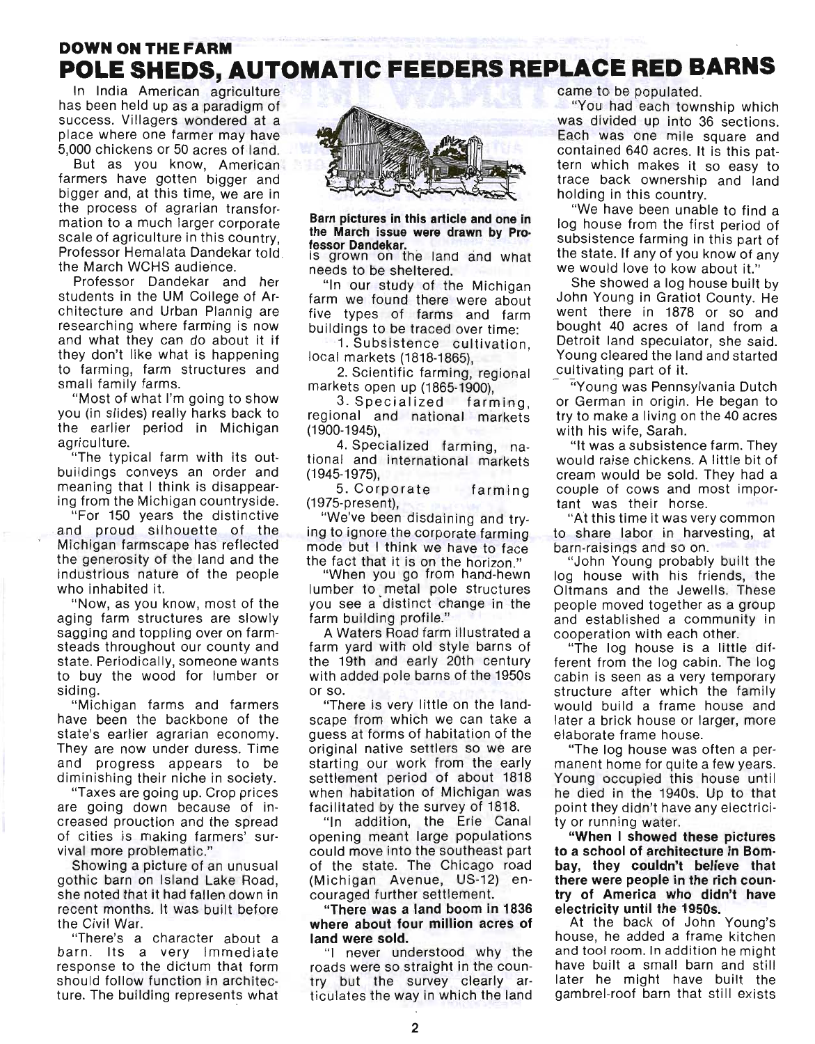**DOWN ON THE FARM**

# POLE SHEDS, AUTOMATIC FEEDERS REPLACE RED BARNS

In India American agriculture has been held up as a paradigm of success. Villagers wondered at a place where one farmer may have 5,000 chickens or 50 acres of land.

But as you know, American farmers have gotten bigger and bigger and, at this time, we are in the process of agrarian transformation to a much larger corporate scale of agriculture in this country, Professor Hemalata Dandekar told the March WCHS audience.

Professor Dandekar and her students in the UM College of Architecture and Urban Plannig are researching where farming is now and what they can do about it if they don't like what is happening to farming, farm structures and small family farms.

"Most of what I'm going to show you (in slides) really harks back to the earlier period in Michigan agriculture.

"The typical farm with its outbuildings conveys an order and meaning that I think is disappearing from the Michigan countryside.

"For 150 years the distinctive and proud silhouette of the Michigan farmscape has reflected the generosity of the land and the industrious nature of the people who inhabited it.

"Now, as you know, most of the aging farm structures are slowly sagging and toppling over on farmsteads throughout our county and state. Periodically, someone wants to buy the wood for lumber or siding.

"Michigan farms and farmers have been the backbone of the state's earlier agrarian economy. They are now under duress. Time and progress appears to be diminishing their niche in society.

"Taxes are going up. Crop prices are going down because of increased prouction and the spread of cities is making farmers' survival more problematic."

Showing a picture of an unusual gothic barn on Island Lake Road, she noted that it had fallen down in recent months. It was built before the Civil War.

"There's a character about a barn. Its a very immediate response to the dictum that form should follow function in architecture. The building represents what is grown on the land and what needs to be sheltered.

**Barn pictures in this article and one in the March issue were drawn by Professor Dandekar.**

"In our study of the Michigan farm we found there were about five types of farms and farm buildings to be traced over time:

1. Subsistence cultivation, local markets (1818-1865),
2. Scientific farming, regional markets open up (1865-1900),
3. Specialized farming, regional and national markets (1900-1945),
4. Specialized farming, national and international markets (1945-1975),
5. Corporate farming (1975-present),

"We've been disdaining and trying to ignore the corporate farming mode but I think we have to face the fact that it is on the horizon."

"When you go from hand-hewn lumber to metal pole structures you see a distinct change in the farm building profile."

A Waters Road farm illustrated a farm yard with old style barns of the 19th and early 20th century with added pole barns of the 1950s or so.

"There is very little on the landscape from which we can take a guess at forms of habitation of the original native settlers so we are starting our work from the early settlement period of about 1818 when habitation of Michigan was facilitated by the survey of 1818.

"In addition, the Erie Canal opening meant large populations could move into the southeast part of the state. The Chicago road (Michigan Avenue, US-12) encouraged further settlement.

**"There was a land boom in 1836 where about four million acres of land were sold.**

"I never understood why the roads were so straight in the country but the survey clearly articulates the way in which the land came to be populated.

"You had each township which was divided up into 36 sections. Each was one mile square and contained 640 acres. It is this pattern which makes it so easy to trace back ownership and land holding in this country.

"We have been unable to find a log house from the first period of subsistence farming in this part of the state. If any of you know of any we would love to kow about it."

She showed a log house built by John Young in Gratiot County. He went there in 1878 or so and bought 40 acres of land from a Detroit land speculator, she said. Young cleared the land and started cultivating part of it.

"Young was Pennsylvania Dutch or German in origin. He began to try to make a living on the 40 acres with his wife, Sarah.

"It was a subsistence farm. They would raise chickens. A little bit of cream would be sold. They had a couple of cows and most important was their horse.

"At this time it was very common to share labor in harvesting, at barn-raisings and so on.

"John Young probably built the log house with his friends, the Oltmans and the Jewells. These people moved together as a group and established a community in cooperation with each other.

"The log house is a little different from the log cabin. The log cabin is seen as a very temporary structure after which the family would build a frame house and later a brick house or larger, more elaborate frame house.

"The log house was often a permanent home for quite a few years. Young occupied this house until he died in the 1940s. Up to that point they didn't have any electricity or running water.

**"When I showed these pictures to a school of architecture in Bombay, they couldn't believe that there were people in the rich country of America who didn't have electricity until the 1950s.**

At the back of John Young's house, he added a frame kitchen and tool room. In addition he might have built a small barn and still later he might have built the gambrel-roof barn that still exists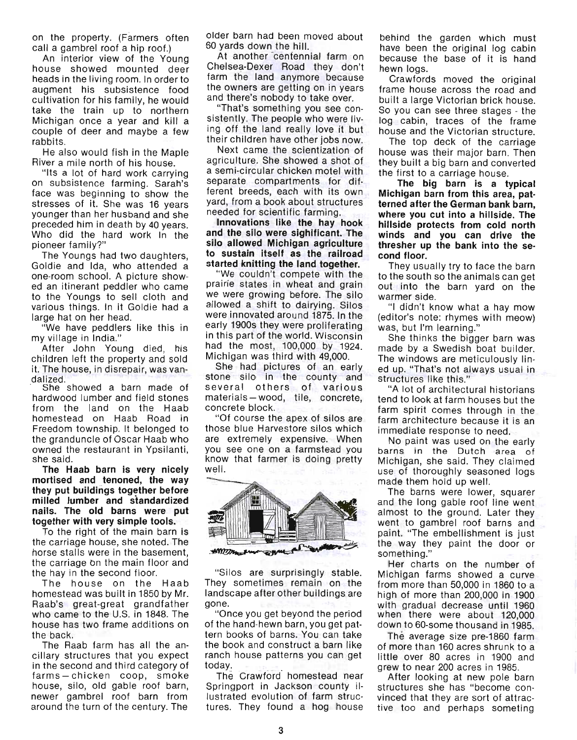on the property. (Farmers often call a gambrel roof a hip roof.)

An interior view of the Young house showed mounted deer heads in the living room. In order to augment his subsistence food cultivation for his family, he would take the train up to northern Michigan once a year and kill a couple of deer and maybe a few rabbits.

He also would fish in the Maple River a mile north of his house.

"Its a lot of hard work carrying on subsistence farming. Sarah's face was beginning to show the stresses of it. She was 16 years younger than her husband and she preceded him in death by 40 years. Who did the hard work In the pioneer family?"

The Youngs had two daughters, Goldie and Ida, who attended a one-room school. A picture showed an itinerant peddler who came to the Youngs to sell cloth and various things. In it Goldie had a large hat on her head.

"We have peddlers like this in my village in India."

After John Young died, his children left the property and sold it. The house, in disrepair, was vandalized.

She showed a barn made of hardwood lumber and field stones from the land on the Haab homestead on Haab Road in Freedom township. It belonged to the granduncle of Oscar Haab who owned the restaurant in Ypsilanti, she said.

**The Haab barn is very nicely mortised and tenoned, the way they put buildings together before milled lumber and standardized nails. The old barns were put together with very simple tools.**

To the right of the main barn is the carriage house, she noted. The horse stalls were in the basement, the carriage on the main floor and the hay in the second floor.

The house on the Haab homestead was built in 1850 by Mr. Raab's great-great grandfather who came to the U.S. in 1848. The house has two frame additions on the back.

The Raab farm has all the ancillary structures that you expect in the second and third category of farms—chicken coop, smoke house, silo, old gable roof barn, newer gambrel roof barn from around the turn of the century. The older barn had been moved about 60 yards down the hill.

At another centennial farm on Chelsea-Dexer Road they don't farm the land anymore because the owners are getting on in years and there's nobody to take over.

"That's something you see consistently. The people who were living off the land really love it but their children have other jobs now.

Next came the scientization of agriculture. She showed a shot of a semi-circular chicken motel with separate compartments for different breeds, each with its own yard, from a book about structures needed for scientific farming.

**Innovations like the hay hook and the silo were sighificant. The silo allowed Michigan agriculture to sustain itself as the railroad started knitting the land together.**

"We couldn't compete with the prairie states in wheat and grain we were growing before. The silo allowed a shift to dairying. Silos were innovated around 1875. In the early 1900s they were proliferating in this part of the world. Wisconsin had the most, 100,000 by 1924. Michigan was third with 49,000.

She had pictures of an early stone silo in the county and several others of various materials—wood, tile, concrete, concrete block.

"Of course the apex of silos are those blue Harvestore silos which are extremely expensive. When you see one on a farmstead you know that farmer is doing pretty well.

"Silos are surprisingly stable. They sometimes remain on the landscape after other buildings are gone.

"Once you get beyond the period of the hand-hewn barn, you get pattern books of barns. You can take the book and construct a barn like ranch house patterns you can get today.

The Crawford homestead near Springport in Jackson county illustrated evolution of farm structures. They found a hog house behind the garden which must have been the original log cabin because the base of it is hand hewn logs.

Crawfords moved the original frame house across the road and built a large Victorian brick house. So you can see three stages - the log cabin, traces of the frame house and the Victorian structure.

The top deck of the carriage house was their major barn. Then they built a big barn and converted the first to a carriage house.

**The big barn is a typical Michigan barn from this area, patterned after the German bank barn, where you cut into a hillside. The hillside protects from cold north winds and you can drive the thresher up the bank into the second floor.**

They usually try to face the barn to the south so the animals can get out into the barn yard on the warmer side.

"I didn't know what a hay mow (editor's note: rhymes with meow) was, but I'm learning."

She thinks the bigger barn was made by a Swedish boat builder. The windows are meticulously lined up. "That's not always usual in structures like this."

"A lot of architectural historians tend to look at farm houses but the farm spirit comes through in the farm architecture because it is an immediate response to need.

No paint was used on the early barns in the Dutch area of Michigan, she said. They claimed use of thoroughly seasoned logs made them hold up well.

The barns were lower, squarer and the long gable roof line went almost to the ground. Later they went to gambrel roof barns and paint. "The embellishment is just the way they paint the door or something."

Her charts on the number of Michigan farms showed a curve from more than 50,000 in 1860 to a high of more than 200,000 in 1900 with gradual decrease until 1960 when there were about 120,000 down to 60-some thousand in 1985.

The average size pre-1860 farm of more than 160 acres shrunk to a little over 80 acres in 1900 and grew to near 200 acres in 1985.

After looking at new pole barn structures she has "become convinced that they are sort of attractive too and perhaps someting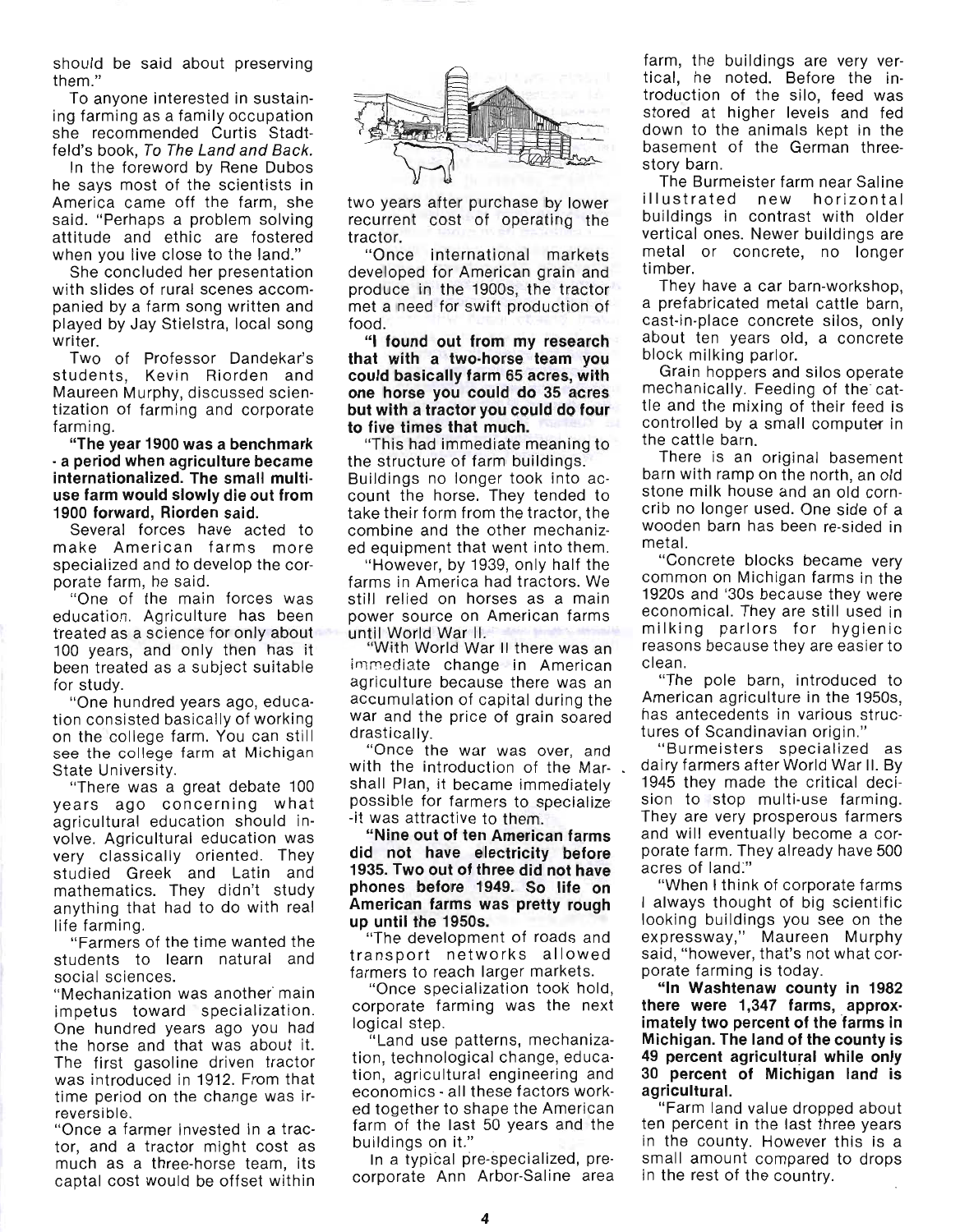should be said about preserving them."

To anyone interested in sustaining farming as a family occupation she recommended Curtis Stadtfeld's book, *To The Land and Back.*

In the foreword by Rene Dubos he says most of the scientists in America came off the farm, she said. "Perhaps a problem solving attitude and ethic are fostered when you live close to the land."

She concluded her presentation with slides of rural scenes accompanied by a farm song written and played by Jay Stielstra, local song writer.

Two of Professor Dandekar's students, Kevin Riorden and Maureen Murphy, discussed scientization of farming and corporate farming.

**"The year 1900 was a benchmark - a period when agriculture became internationalized. The small multi-use farm would slowly die out from 1900 forward, Riorden said.**

Several forces have acted to make American farms more specialized and to develop the corporate farm, he said.

"One of the main forces was education. Agriculture has been treated as a science for only about 100 years, and only then has it been treated as a subject suitable for study.

"One hundred years ago, education consisted basically of working on the college farm. You can still see the college farm at Michigan State University.

"There was a great debate 100 years ago concerning what agricultural education should involve. Agricultural education was very classically oriented. They studied Greek and Latin and mathematics. They didn't study anything that had to do with real life farming.

"Farmers of the time wanted the students to learn natural and social sciences.

"Mechanization was another main impetus toward specialization. One hundred years ago you had the horse and that was about it. The first gasoline driven tractor was introduced in 1912. From that time period on the change was irreversible.

"Once a farmer invested in a tractor, and a tractor might cost as much as a three-horse team, its captal cost would be offset within two years after purchase by lower recurrent cost of operating the tractor.

"Once international markets developed for American grain and produce in the 1900s, the tractor met a need for swift production of food.

**"I found out from my research that with a two-horse team you could basically farm 65 acres, with one horse you could do 35 acres but with a tractor you could do four to five times that much.**

"This had immediate meaning to the structure of farm buildings. Buildings no longer took into account the horse. They tended to take their form from the tractor, the combine and the other mechanized equipment that went into them.

"However, by 1939, only half the farms in America had tractors. We still relied on horses as a main power source on American farms until World War II.

"With World War II there was an immediate change in American agriculture because there was an accumulation of capital during the war and the price of grain soared drastically.

"Once the war was over, and with the introduction of the Marshall Plan, it became immediately possible for farmers to specialize -it was attractive to them.

**"Nine out of ten American farms did not have electricity before 1935. Two out of three did not have phones before 1949. So life on American farms was pretty rough up until the 1950s.**

"The development of roads and transport networks allowed farmers to reach larger markets.

"Once specialization took hold, corporate farming was the next logical step.

"Land use patterns, mechanization, technological change, education, agricultural engineering and economics - all these factors worked together to shape the American farm of the last 50 years and the buildings on it."

In a typical pre-specialized, pre-corporate Ann Arbor-Saline area farm, the buildings are very vertical, he noted. Before the introduction of the silo, feed was stored at higher levels and fed down to the animals kept in the basement of the German three-story barn.

The Burmeister farm near Saline illustrated new horizontal buildings in contrast with older vertical ones. Newer buildings are metal or concrete, no longer timber.

They have a car barn-workshop, a prefabricated metal cattle barn, cast-in-place concrete silos, only about ten years old, a concrete block milking parlor.

Grain hoppers and silos operate mechanically. Feeding of the cattle and the mixing of their feed is controlled by a small computer in the cattle barn.

There is an original basement barn with ramp on the north, an old stone milk house and an old corncrib no longer used. One side of a wooden barn has been re-sided in metal.

"Concrete blocks became very common on Michigan farms in the 1920s and '30s because they were economical. They are still used in milking parlors for hygienic reasons because they are easier to clean.

"The pole barn, introduced to American agriculture in the 1950s, has antecedents in various structures of Scandinavian origin."

"Burmeisters specialized as dairy farmers after World War II. By 1945 they made the critical decision to stop multi-use farming. They are very prosperous farmers and will eventually become a corporate farm. They already have 500 acres of land."

"When I think of corporate farms I always thought of big scientific looking buildings you see on the expressway," Maureen Murphy said, "however, that's not what corporate farming is today.

**"In Washtenaw county in 1982 there were 1,347 farms, approximately two percent of the farms in Michigan. The land of the county is 49 percent agricultural while only 30 percent of Michigan land is agricultural.**

"Farm land value dropped about ten percent in the last three years in the county. However this is a small amount compared to drops in the rest of the country.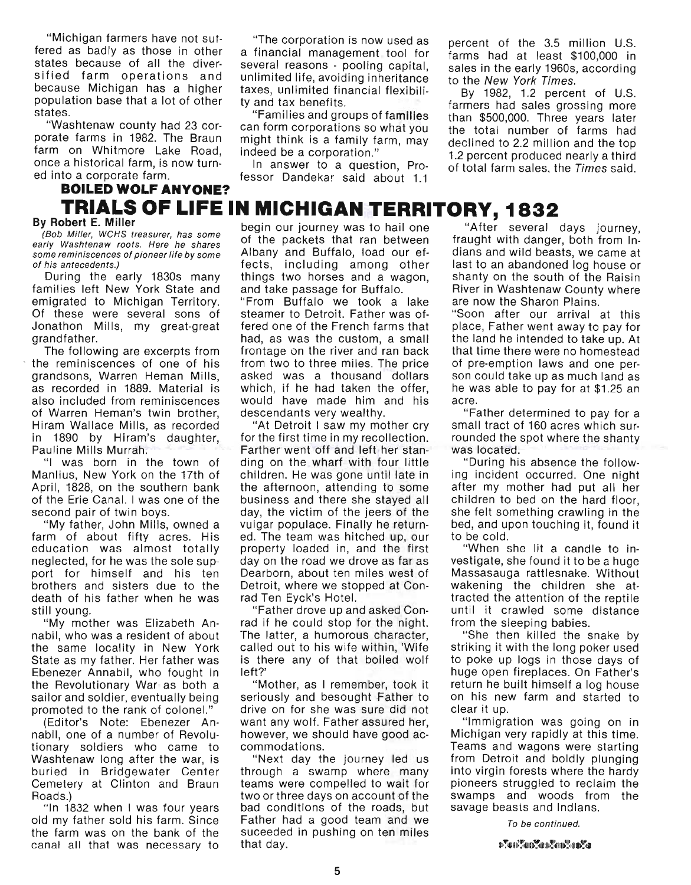"Michigan farmers have not suffered as badly as those in other states because of all the diversified farm operations and because Michigan has a higher population base that a lot of other states.

"Washtenaw county had 23 corporate farms in 1982. The Braun farm on Whitmore Lake Road, once a historical farm, is now turned into a corporate farm.

"The corporation is now used as a financial management tool for several reasons - pooling capital, unlimited life, avoiding inheritance taxes, unlimited financial flexibility and tax benefits.

"Families and groups of families can form corporations so what you might think is a family farm, may indeed be a corporation."

In answer to a question, Professor Dandekar said about 1.1 percent of the 3.5 million U.S. farms had at least $100,000 in sales in the early 1960s, according to the *New York Times*.

By 1982, 1.2 percent of U.S. farmers had sales grossing more than $500,000. Three years later the total number of farms had declined to 2.2 million and the top 1.2 percent produced nearly a third of total farm sales, the *Times* said.

**BOILED WOLF ANYONE?**

# TRIALS OF LIFE IN MICHIGAN TERRITORY, 1832

**By Robert E. Miller**

*(Bob Miller, WCHS treasurer, has some early Washtenaw roots. Here he shares some reminiscences of pioneer life by some of his antecedents.)*

During the early 1830s many families left New York State and emigrated to Michigan Territory. Of these were several sons of Jonathon Mills, my great-great grandfather.

The following are excerpts from the reminiscences of one of his grandsons, Warren Heman Mills, as recorded in 1889. Material is also included from reminiscences of Warren Heman's twin brother, Hiram Wallace Mills, as recorded in 1890 by Hiram's daughter, Pauline Mills Murrah.

"I was born in the town of Manlius, New York on the 17th of April, 1828, on the southern bank of the Erie Canal. I was one of the second pair of twin boys.

"My father, John Mills, owned a farm of about fifty acres. His education was almost totally neglected, for he was the sole support for himself and his ten brothers and sisters due to the death of his father when he was still young.

"My mother was Elizabeth Annabil, who was a resident of about the same locality in New York State as my father. Her father was Ebenezer Annabil, who fought in the Revolutionary War as both a sailor and soldier, eventually being promoted to the rank of colonel."

(Editor's Note: Ebenezer Annabil, one of a number of Revolutionary soldiers who came to Washtenaw long after the war, is buried in Bridgewater Center Cemetery at Clinton and Braun Roads.)

"In 1832 when I was four years old my father sold his farm. Since the farm was on the bank of the canal all that was necessary to begin our journey was to hail one of the packets that ran between Albany and Buffalo, load our effects, including among other things two horses and a wagon, and take passage for Buffalo.

"From Buffalo we took a lake steamer to Detroit. Father was offered one of the French farms that had, as was the custom, a small frontage on the river and ran back from two to three miles. The price asked was a thousand dollars which, if he had taken the offer, would have made him and his descendants very wealthy.

"At Detroit I saw my mother cry for the first time in my recollection. Farther went off and left her standing on the wharf with four little children. He was gone until late in the afternoon, attending to some business and there she stayed all day, the victim of the jeers of the vulgar populace. Finally he returned. The team was hitched up, our property loaded in, and the first day on the road we drove as far as Dearborn, about ten miles west of Detroit, where we stopped at Conrad Ten Eyck's Hotel.

"Father drove up and asked Conrad if he could stop for the night. The latter, a humorous character, called out to his wife within, 'Wife is there any of that boiled wolf left?'

"Mother, as I remember, took it seriously and besought Father to drive on for she was sure did not want any wolf. Father assured her, however, we should have good accommodations.

"Next day the journey led us through a swamp where many teams were compelled to wait for two or three days on account of the bad conditions of the roads, but Father had a good team and we suceeded in pushing on ten miles that day.

"After several days journey, fraught with danger, both from Indians and wild beasts, we came at last to an abandoned log house or shanty on the south of the Raisin River in Washtenaw County where are now the Sharon Plains.

"Soon after our arrival at this place, Father went away to pay for the land he intended to take up. At that time there were no homestead of pre-emption laws and one person could take up as much land as he was able to pay for at $1.25 an acre.

"Father determined to pay for a small tract of 160 acres which surrounded the spot where the shanty was located.

"During his absence the following incident occurred. One night after my mother had put all her children to bed on the hard floor, she felt something crawling in the bed, and upon touching it, found it to be cold.

"When she lit a candle to investigate, she found it to be a huge Massasauga rattlesnake. Without wakening the children she attracted the attention of the reptile until it crawled some distance from the sleeping babies.

"She then killed the snake by striking it with the long poker used to poke up logs in those days of huge open fireplaces. On Father's return he built himself a log house on his new farm and started to clear it up.

"Immigration was going on in Michigan very rapidly at this time. Teams and wagons were starting from Detroit and boldly plunging into virgin forests where the hardy pioneers struggled to reclaim the swamps and woods from the savage beasts and Indians.

*To be continued.*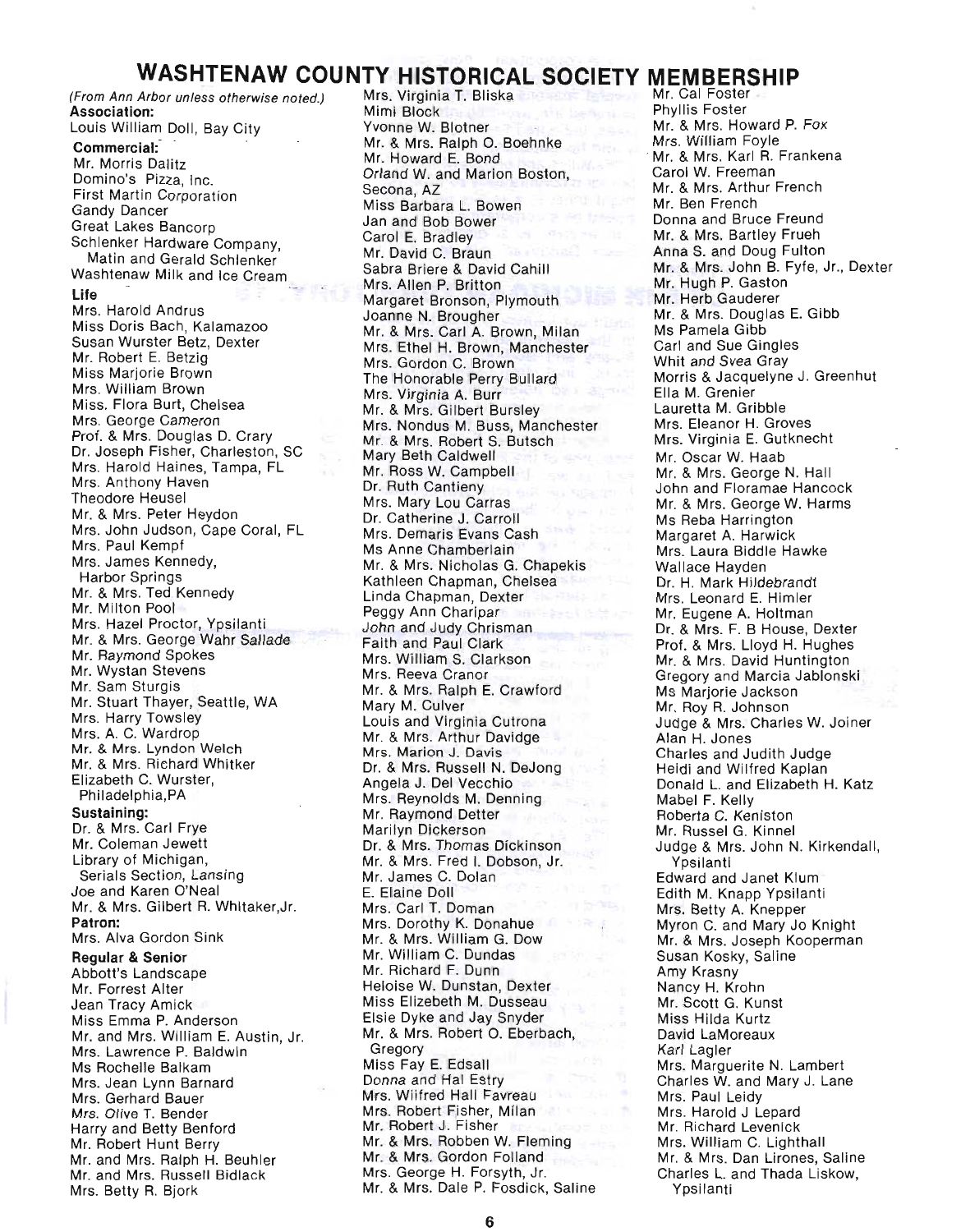# WASHTENAW COUNTY HISTORICAL SOCIETY MEMBERSHIP

*(From Ann Arbor unless otherwise noted.)*

**Association:**

Louis William Doll, Bay City

**Commercial:**

Mr. Morris Dalitz
Domino's Pizza, Inc.
First Martin Corporation
Gandy Dancer
Great Lakes Bancorp
Schlenker Hardware Company, Matin and Gerald Schlenker
Washtenaw Milk and Ice Cream

**Life**

Mrs. Harold Andrus
Miss Doris Bach, Kalamazoo
Susan Wurster Betz, Dexter
Mr. Robert E. Betzig
Miss Marjorie Brown
Mrs. William Brown
Miss. Flora Burt, Chelsea
Mrs. George Cameron
Prof. & Mrs. Douglas D. Crary
Dr. Joseph Fisher, Charleston, SC
Mrs. Harold Haines, Tampa, FL
Mrs. Anthony Haven
Theodore Heusel
Mr. & Mrs. Peter Heydon
Mrs. John Judson, Cape Coral, FL
Mrs. Paul Kempf
Mrs. James Kennedy, Harbor Springs
Mr. & Mrs. Ted Kennedy
Mr. Milton Pool
Mrs. Hazel Proctor, Ypsilanti
Mr. & Mrs. George Wahr Sallade
Mr. Raymond Spokes
Mr. Wystan Stevens
Mr. Sam Sturgis
Mr. Stuart Thayer, Seattle, WA
Mrs. Harry Towsley
Mrs. A. C. Wardrop
Mr. & Mrs. Lyndon Welch
Mr. & Mrs. Richard Whitker
Elizabeth C. Wurster, Philadelphia,PA

**Sustaining:**

Dr. & Mrs. Carl Frye
Mr. Coleman Jewett
Library of Michigan, Serials Section, Lansing
Joe and Karen O'Neal
Mr. & Mrs. Gilbert R. Whitaker,Jr.

**Patron:**

Mrs. Alva Gordon Sink

**Regular & Senior**

Abbott's Landscape
Mr. Forrest Alter
Jean Tracy Amick
Miss Emma P. Anderson
Mr. and Mrs. William E. Austin, Jr.
Mrs. Lawrence P. Baldwin
Ms Rochelle Balkam
Mrs. Jean Lynn Barnard
Mrs. Gerhard Bauer
Mrs. Olive T. Bender
Harry and Betty Benford
Mr. Robert Hunt Berry
Mr. and Mrs. Ralph H. Beuhler
Mr. and Mrs. Russell Bidlack
Mrs. Betty R. Bjork
Mrs. Virginia T. Bliska
Mimi Block
Yvonne W. Blotner
Mr. & Mrs. Ralph O. Boehnke
Mr. Howard E. Bond
Orland W. and Marion Boston, Secona, AZ
Miss Barbara L. Bowen
Jan and Bob Bower
Carol E. Bradley
Mr. David C. Braun
Sabra Briere & David Cahill
Mrs. Allen P. Britton
Margaret Bronson, Plymouth
Joanne N. Brougher
Mr. & Mrs. Carl A. Brown, Milan
Mrs. Ethel H. Brown, Manchester
Mrs. Gordon C. Brown
The Honorable Perry Bullard
Mrs. Virginia A. Burr
Mr. & Mrs. Gilbert Bursley
Mrs. Nondus M. Buss, Manchester
Mr. & Mrs. Robert S. Butsch
Mary Beth Caldwell
Mr. Ross W. Campbell
Dr. Ruth Cantieny
Mrs. Mary Lou Carras
Dr. Catherine J. Carroll
Mrs. Demaris Evans Cash
Ms Anne Chamberlain
Mr. & Mrs. Nicholas G. Chapekis
Kathleen Chapman, Chelsea
Linda Chapman, Dexter
Peggy Ann Charipar
John and Judy Chrisman
Faith and Paul Clark
Mrs. William S. Clarkson
Mrs. Reeva Cranor
Mr. & Mrs. Ralph E. Crawford
Mary M. Culver
Louis and Virginia Cutrona
Mr. & Mrs. Arthur Davidge
Mrs. Marion J. Davis
Dr. & Mrs. Russell N. DeJong
Angela J. Del Vecchio
Mrs. Reynolds M. Denning
Mr. Raymond Detter
Marilyn Dickerson
Dr. & Mrs. Thomas Dickinson
Mr. & Mrs. Fred I. Dobson, Jr.
Mr. James C. Dolan
E. Elaine Doll
Mrs. Carl T. Doman
Mrs. Dorothy K. Donahue
Mr. & Mrs. William G. Dow
Mr. William C. Dundas
Mr. Richard F. Dunn
Heloise W. Dunstan, Dexter
Miss Elizebeth M. Dusseau
Elsie Dyke and Jay Snyder
Mr. & Mrs. Robert O. Eberbach, Gregory
Miss Fay E. Edsall
Donna and Hal Estry
Mrs. Wilfred Hall Favreau
Mrs. Robert Fisher, Milan
Mr. Robert J. Fisher
Mr. & Mrs. Robben W. Fleming
Mr. & Mrs. Gordon Folland
Mrs. George H. Forsyth, Jr.
Mr. & Mrs. Dale P. Fosdick, Saline
Mr. Cal Foster
Phyllis Foster
Mr. & Mrs. Howard P. Fox
Mrs. William Foyle
Mr. & Mrs. Karl R. Frankena
Carol W. Freeman
Mr. & Mrs. Arthur French
Mr. Ben French
Donna and Bruce Freund
Mr. & Mrs. Bartley Frueh
Anna S. and Doug Fulton
Mr. & Mrs. John B. Fyfe, Jr., Dexter
Mr. Hugh P. Gaston
Mr. Herb Gauderer
Mr. & Mrs. Douglas E. Gibb
Ms Pamela Gibb
Carl and Sue Gingles
Whit and Svea Gray
Morris & Jacquelyne J. Greenhut
Ella M. Grenier
Lauretta M. Gribble
Mrs. Eleanor H. Groves
Mrs. Virginia E. Gutknecht
Mr. Oscar W. Haab
Mr. & Mrs. George N. Hall
John and Floramae Hancock
Mr. & Mrs. George W. Harms
Ms Reba Harrington
Margaret A. Harwick
Mrs. Laura Biddle Hawke
Wallace Hayden
Dr. H. Mark Hildebrandt
Mrs. Leonard E. Himler
Mr. Eugene A. Holtman
Dr. & Mrs. F. B House, Dexter
Prof. & Mrs. Lloyd H. Hughes
Mr. & Mrs. David Huntington
Gregory and Marcia Jablonski
Ms Marjorie Jackson
Mr. Roy R. Johnson
Judge & Mrs. Charles W. Joiner
Alan H. Jones
Charles and Judith Judge
Heidi and Wilfred Kaplan
Donald L. and Elizabeth H. Katz
Mabel F. Kelly
Roberta C. Keniston
Mr. Russel G. Kinnel
Judge & Mrs. John N. Kirkendall, Ypsilanti
Edward and Janet Klum
Edith M. Knapp Ypsilanti
Mrs. Betty A. Knepper
Myron C. and Mary Jo Knight
Mr. & Mrs. Joseph Kooperman
Susan Kosky, Saline
Amy Krasny
Nancy H. Krohn
Mr. Scott G. Kunst
Miss Hilda Kurtz
David LaMoreaux
Karl Lagler
Mrs. Marguerite N. Lambert
Charles W. and Mary J. Lane
Mrs. Paul Leidy
Mrs. Harold J Lepard
Mr. Richard Levenick
Mrs. William C. Lighthall
Mr. & Mrs. Dan Lirones, Saline
Charles L. and Thada Liskow, Ypsilanti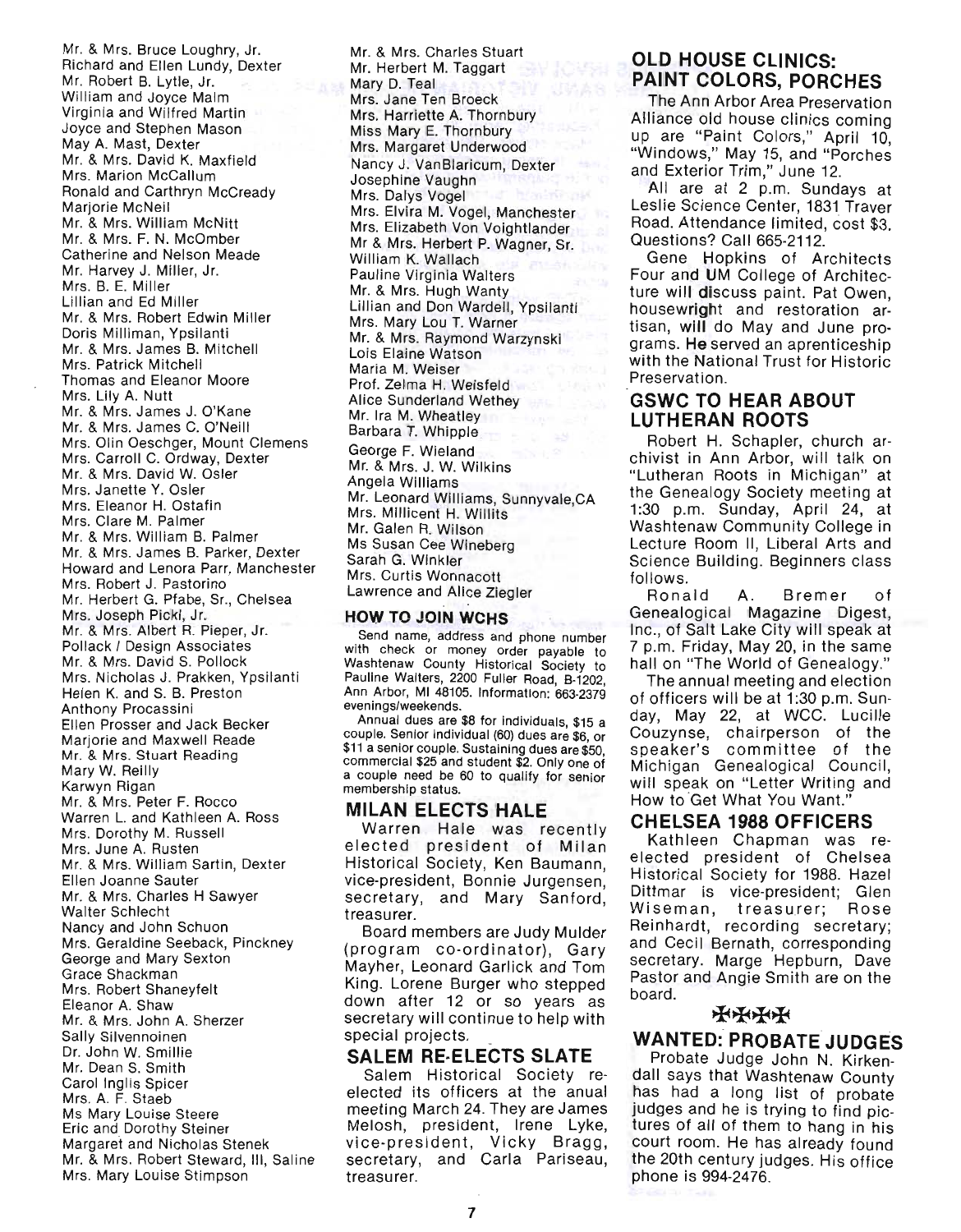Mr. & Mrs. Bruce Loughry, Jr.
Richard and Ellen Lundy, Dexter
Mr. Robert B. Lytle, Jr.
William and Joyce Malm
Virginia and Wilfred Martin
Joyce and Stephen Mason
May A. Mast, Dexter
Mr. & Mrs. David K. Maxfield
Mrs. Marion McCallum
Ronald and Carthryn McCready
Marjorie McNeil
Mr. & Mrs. William McNitt
Mr. & Mrs. F. N. McOmber
Catherine and Nelson Meade
Mr. Harvey J. Miller, Jr.
Mrs. B. E. Miller
Lillian and Ed Miller
Mr. & Mrs. Robert Edwin Miller
Doris Milliman, Ypsilanti
Mr. & Mrs. James B. Mitchell
Mrs. Patrick Mitchell
Thomas and Eleanor Moore
Mrs. Lily A. Nutt
Mr. & Mrs. James J. O'Kane
Mr. & Mrs. James C. O'Neill
Mrs. Olin Oeschger, Mount Clemens
Mrs. Carroll C. Ordway, Dexter
Mr. & Mrs. David W. Osler
Mrs. Janette Y. Osler
Mrs. Eleanor H. Ostafin
Mrs. Clare M. Palmer
Mr. & Mrs. William B. Palmer
Mr. & Mrs. James B. Parker, Dexter
Howard and Lenora Parr, Manchester
Mrs. Robert J. Pastorino
Mr. Herbert G. Pfabe, Sr., Chelsea
Mrs. Joseph Pickl, Jr.
Mr. & Mrs. Albert R. Pieper, Jr.
Pollack / Design Associates
Mr. & Mrs. David S. Pollock
Mrs. Nicholas J. Prakken, Ypsilanti
Helen K. and S. B. Preston
Anthony Procassini
Ellen Prosser and Jack Becker
Marjorie and Maxwell Reade
Mr. & Mrs. Stuart Reading
Mary W. Reilly
Karwyn Rigan
Mr. & Mrs. Peter F. Rocco
Warren L. and Kathleen A. Ross
Mrs. Dorothy M. Russell
Mrs. June A. Rusten
Mr. & Mrs. William Sartin, Dexter
Ellen Joanne Sauter
Mr. & Mrs. Charles H Sawyer
Walter Schlecht
Nancy and John Schuon
Mrs. Geraldine Seeback, Pinckney
George and Mary Sexton
Grace Shackman
Mrs. Robert Shaneyfelt
Eleanor A. Shaw
Mr. & Mrs. John A. Sherzer
Sally Silvennoinen
Dr. John W. Smillie
Mr. Dean S. Smith
Carol Inglis Spicer
Mrs. A. F. Staeb
Ms Mary Louise Steere
Eric and Dorothy Steiner
Margaret and Nicholas Stenek
Mr. & Mrs. Robert Steward, III, Saline
Mrs. Mary Louise Stimpson
Mr. & Mrs. Charles Stuart
Mr. Herbert M. Taggart
Mary D. Teal
Mrs. Jane Ten Broeck
Mrs. Harriette A. Thornbury
Miss Mary E. Thornbury
Mrs. Margaret Underwood
Nancy J. VanBlaricum, Dexter
Josephine Vaughn
Mrs. Dalys Vogel
Mrs. Elvira M. Vogel, Manchester
Mrs. Elizabeth Von Voightlander
Mr & Mrs. Herbert P. Wagner, Sr.
William K. Wallach
Pauline Virginia Walters
Mr. & Mrs. Hugh Wanty
Lillian and Don Wardell, Ypsilanti
Mrs. Mary Lou T. Warner
Mr. & Mrs. Raymond Warzynski
Lois Elaine Watson
Maria M. Weiser
Prof. Zelma H. Weisfeld
Alice Sunderland Wethey
Mr. Ira M. Wheatley
Barbara T. Whipple
George F. Wieland
Mr. & Mrs. J. W. Wilkins
Angela Williams
Mr. Leonard Williams, Sunnyvale,CA
Mrs. Millicent H. Willits
Mr. Galen R. Wilson
Ms Susan Cee Wineberg
Sarah G. Winkler
Mrs. Curtis Wonnacott
Lawrence and Alice Ziegler

## HOW TO JOIN WCHS

Send name, address and phone number with check or money order payable to Washtenaw County Historical Society to Pauline Walters, 2200 Fuller Road, B-1202, Ann Arbor, MI 48105. Information: 663-2379 evenings/weekends.

Annual dues are $8 for individuals, $15 a couple. Senior individual (60) dues are $6, or $11 a senior couple. Sustaining dues are $50, commercial $25 and student $2. Only one of a couple need be 60 to qualify for senior membership status.

## MILAN ELECTS HALE

Warren Hale was recently elected president of Milan Historical Society, Ken Baumann, vice-president, Bonnie Jurgensen, secretary, and Mary Sanford, treasurer.

Board members are Judy Mulder (program co-ordinator), Gary Mayher, Leonard Garlick and Tom King. Lorene Burger who stepped down after 12 or so years as secretary will continue to help with special projects.

## SALEM RE-ELECTS SLATE

Salem Historical Society re-elected its officers at the anual meeting March 24. They are James Melosh, president, Irene Lyke, vice-president, Vicky Bragg, secretary, and Carla Pariseau, treasurer.

## OLD HOUSE CLINICS: PAINT COLORS, PORCHES

The Ann Arbor Area Preservation Alliance old house clinics coming up are "Paint Colors," April 10, "Windows," May 15, and "Porches and Exterior Trim," June 12.

All are at 2 p.m. Sundays at Leslie Science Center, 1831 Traver Road. Attendance limited, cost $3. Questions? Call 665-2112.

Gene Hopkins of Architects Four and UM College of Architecture will discuss paint. Pat Owen, housewright and restoration artisan, will do May and June programs. He served an aprenticeship with the National Trust for Historic Preservation.

## GSWC TO HEAR ABOUT LUTHERAN ROOTS

Robert H. Schapler, church archivist in Ann Arbor, will talk on "Lutheran Roots in Michigan" at the Genealogy Society meeting at 1:30 p.m. Sunday, April 24, at Washtenaw Community College in Lecture Room II, Liberal Arts and Science Building. Beginners class follows.

Ronald A. Bremer of Genealogical Magazine Digest, Inc., of Salt Lake City will speak at 7 p.m. Friday, May 20, in the same hall on "The World of Genealogy."

The annual meeting and election of officers will be at 1:30 p.m. Sunday, May 22, at WCC. Lucille Couzynse, chairperson of the speaker's committee of the Michigan Genealogical Council, will speak on "Letter Writing and How to Get What You Want."

## CHELSEA 1988 OFFICERS

Kathleen Chapman was re-elected president of Chelsea Historical Society for 1988. Hazel Dittmar is vice-president; Glen Wiseman, treasurer; Rose Reinhardt, recording secretary; and Cecil Bernath, corresponding secretary. Marge Hepburn, Dave Pastor and Angie Smith are on the board.

## WANTED: PROBATE JUDGES

Probate Judge John N. Kirkendall says that Washtenaw County has had a long list of probate judges and he is trying to find pictures of all of them to hang in his court room. He has already found the 20th century judges. His office phone is 994-2476.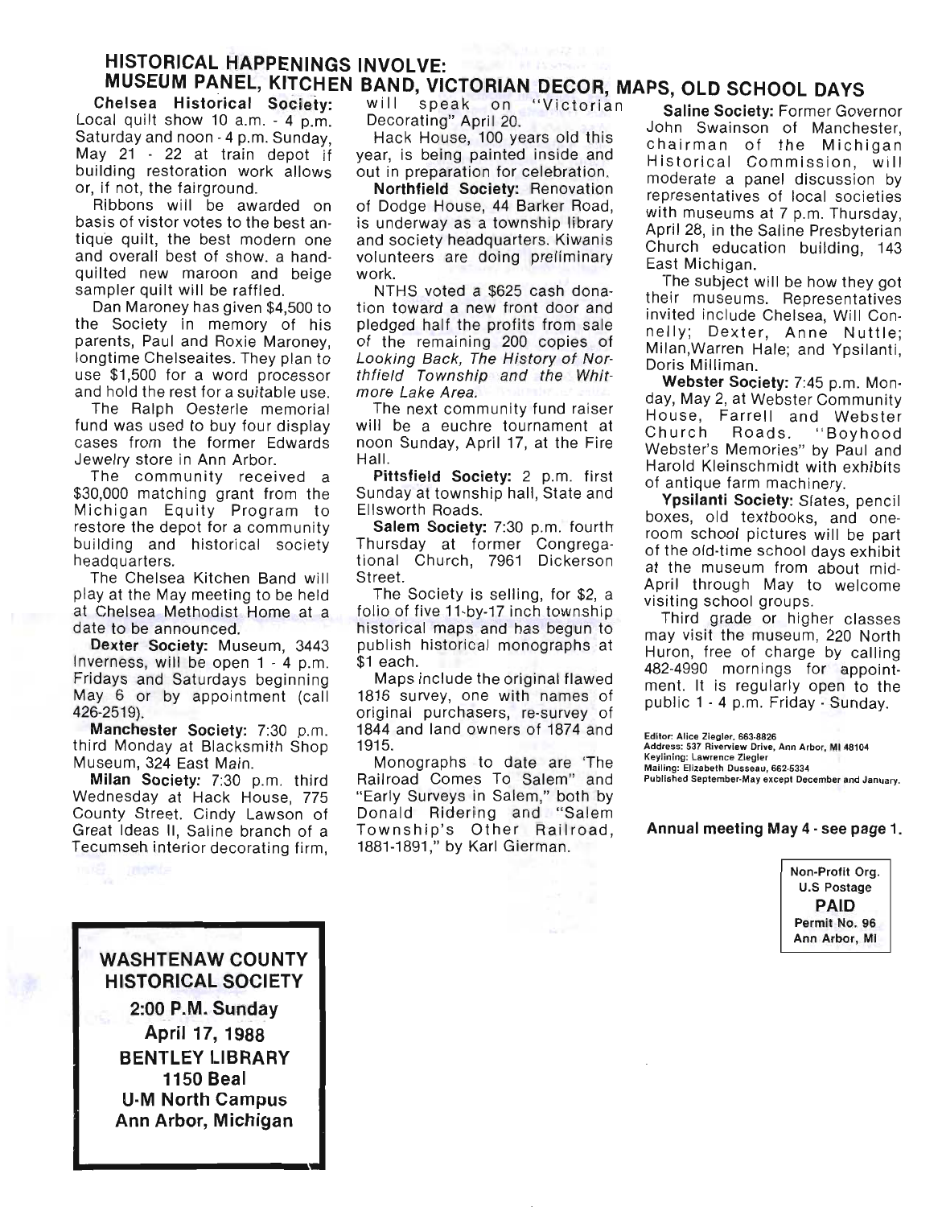## HISTORICAL HAPPENINGS INVOLVE:
## MUSEUM PANEL, KITCHEN BAND, VICTORIAN DECOR, MAPS, OLD SCHOOL DAYS

**Chelsea Historical Society:** Local quilt show 10 a.m. - 4 p.m. Saturday and noon - 4 p.m. Sunday, May 21 - 22 at train depot if building restoration work allows or, if not, the fairground.

Ribbons will be awarded on basis of vistor votes to the best antique quilt, the best modern one and overall best of show. a hand-quilted new maroon and beige sampler quilt will be raffled.

Dan Maroney has given $4,500 to the Society in memory of his parents, Paul and Roxie Maroney, longtime Chelseaites. They plan to use $1,500 for a word processor and hold the rest for a suitable use.

The Ralph Oesterle memorial fund was used to buy four display cases from the former Edwards Jewelry store in Ann Arbor.

The community received a $30,000 matching grant from the Michigan Equity Program to restore the depot for a community building and historical society headquarters.

The Chelsea Kitchen Band will play at the May meeting to be held at Chelsea Methodist Home at a date to be announced.

**Dexter Society:** Museum, 3443 Inverness, will be open 1 - 4 p.m. Fridays and Saturdays beginning May 6 or by appointment (call 426-2519).

**Manchester Society:** 7:30 p.m. third Monday at Blacksmith Shop Museum, 324 East Main.

**Milan Society:** 7:30 p.m. third Wednesday at Hack House, 775 County Street. Cindy Lawson of Great Ideas II, Saline branch of a Tecumseh interior decorating firm, will speak on "Victorian Decorating" April 20.

Hack House, 100 years old this year, is being painted inside and out in preparation for celebration.

**Northfield Society:** Renovation of Dodge House, 44 Barker Road, is underway as a township library and society headquarters. Kiwanis volunteers are doing preliminary work.

NTHS voted a $625 cash donation toward a new front door and pledged half the profits from sale of the remaining 200 copies of *Looking Back, The History of Northfield Township and the Whitmore Lake Area.*

The next community fund raiser will be a euchre tournament at noon Sunday, April 17, at the Fire Hall.

**Pittsfield Society:** 2 p.m. first Sunday at township hall, State and Ellsworth Roads.

**Salem Society:** 7:30 p.m. fourth Thursday at former Congregational Church, 7961 Dickerson Street.

The Society is selling, for $2, a folio of five 11-by-17 inch township historical maps and has begun to publish historical monographs at $1 each.

Maps include the original flawed 1816 survey, one with names of original purchasers, re-survey of 1844 and land owners of 1874 and 1915.

Monographs to date are 'The Railroad Comes To Salem" and "Early Surveys in Salem," both by Donald Ridering and "Salem Township's Other Railroad, 1881-1891," by Karl Gierman.

**Saline Society:** Former Governor John Swainson of Manchester, chairman of the Michigan Historical Commission, will moderate a panel discussion by representatives of local societies with museums at 7 p.m. Thursday, April 28, in the Saline Presbyterian Church education building, 143 East Michigan.

The subject will be how they got their museums. Representatives invited include Chelsea, Will Connelly; Dexter, Anne Nuttle; Milan,Warren Hale; and Ypsilanti, Doris Milliman.

**Webster Society:** 7:45 p.m. Monday, May 2, at Webster Community House, Farrell and Webster Church Roads. "Boyhood Webster's Memories" by Paul and Harold Kleinschmidt with exhibits of antique farm machinery.

**Ypsilanti Society:** Slates, pencil boxes, old textbooks, and one-room school pictures will be part of the old-time school days exhibit at the museum from about mid-April through May to welcome visiting school groups.

Third grade or higher classes may visit the museum, 220 North Huron, free of charge by calling 482-4990 mornings for appointment. It is regularly open to the public 1 - 4 p.m. Friday - Sunday.

Editor: Alice Ziegler, 663-8826
Address: 537 Riverview Drive, Ann Arbor, MI 48104
Keylining: Lawrence Ziegler
Mailing: Elizabeth Dusseau, 662-5334
Published September-May except December and January.

**Annual meeting May 4 - see page 1.**

**WASHTENAW COUNTY HISTORICAL SOCIETY**
**2:00 P.M. Sunday**
**April 17, 1988**
**BENTLEY LIBRARY**
**1150 Beal**
**U-M North Campus**
**Ann Arbor, Michigan**

Non-Profit Org.
U.S Postage
**PAID**
Permit No. 96
Ann Arbor, MI